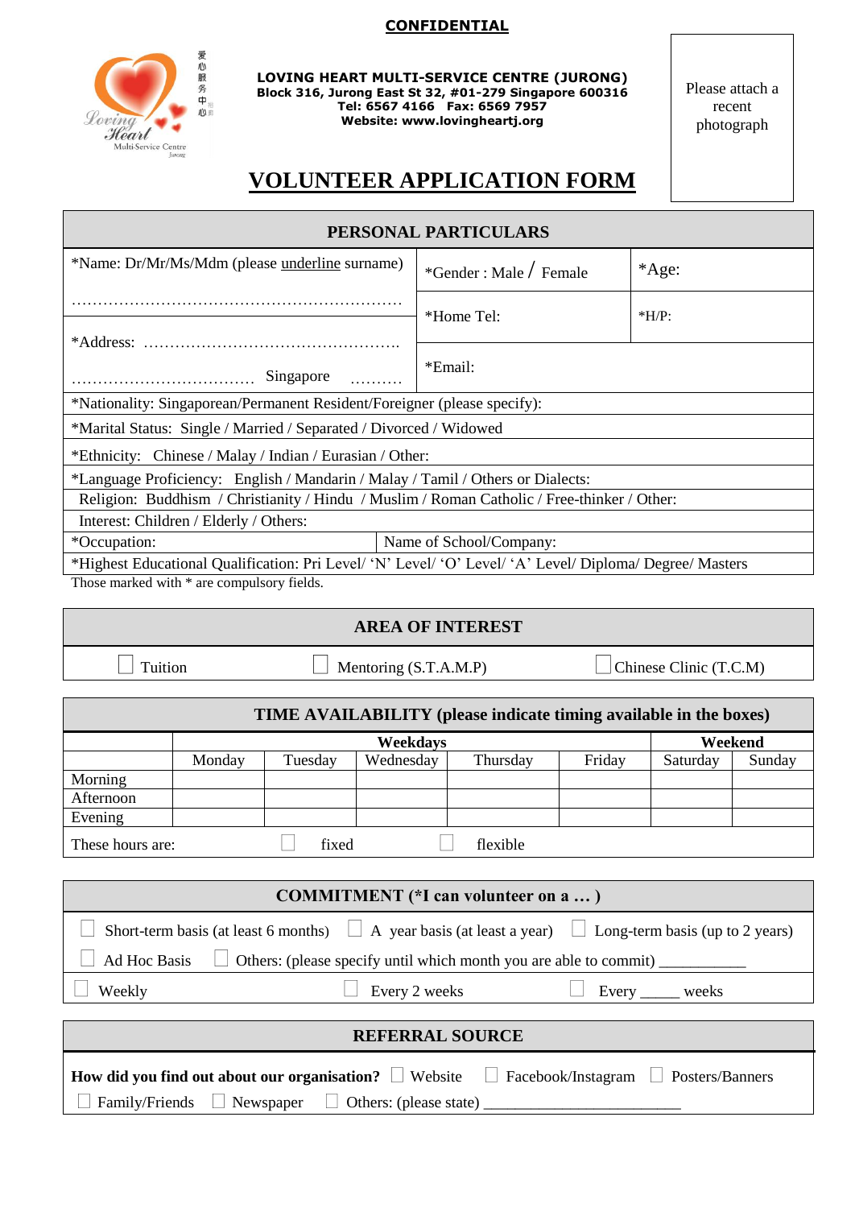**CONFIDENTIAL**

爱心服务中心

Loving Heart Multi-Service Centre Jurong

**LOVING HEART MULTI-SERVICE CENTRE (JURONG)**
**Block 316, Jurong East St 32, #01-279 Singapore 600316**
**Tel: 6567 4166 Fax: 6569 7957**
**Website: www.lovingheartj.org**

Please attach a recent photograph

# VOLUNTEER APPLICATION FORM

| PERSONAL PARTICULARS | | |
|---|---|---|
| *Name: Dr/Mr/Ms/Mdm (please underline surname) ……………………………………………………… | *Gender : Male / Female | *Age: |
| *Address: ……………………………………………. ……………………………… Singapore ………. | *Home Tel: | *H/P: |
| | *Email: | |
| *Nationality: Singaporean/Permanent Resident/Foreigner (please specify): | | |
| *Marital Status: Single / Married / Separated / Divorced / Widowed | | |
| *Ethnicity: Chinese / Malay / Indian / Eurasian / Other: | | |
| *Language Proficiency: English / Mandarin / Malay / Tamil / Others or Dialects: | | |
| Religion: Buddhism / Christianity / Hindu / Muslim / Roman Catholic / Free-thinker / Other: | | |
| Interest: Children / Elderly / Others: | | |
| *Occupation: | Name of School/Company: | |
| *Highest Educational Qualification: Pri Level/ 'N' Level/ 'O' Level/ 'A' Level/ Diploma/ Degree/ Masters | | |

Those marked with * are compulsory fields.

| AREA OF INTEREST | | |
|---|---|---|
| ☐ Tuition | ☐ Mentoring (S.T.A.M.P) | ☐ Chinese Clinic (T.C.M) |

**TIME AVAILABILITY (please indicate timing available in the boxes)**

| | Weekdays | | | | | Weekend | |
|---|---|---|---|---|---|---|---|
| | Monday | Tuesday | Wednesday | Thursday | Friday | Saturday | Sunday |
| Morning | | | | | | | |
| Afternoon | | | | | | | |
| Evening | | | | | | | |

These hours are: ☐ fixed ☐ flexible

**COMMITMENT (*I can volunteer on a … )**

☐ Short-term basis (at least 6 months) ☐ A year basis (at least a year) ☐ Long-term basis (up to 2 years)

☐ Ad Hoc Basis ☐ Others: (please specify until which month you are able to commit) ___________

☐ Weekly ☐ Every 2 weeks ☐ Every _____ weeks

**REFERRAL SOURCE**

**How did you find out about our organisation?** ☐ Website ☐ Facebook/Instagram ☐ Posters/Banners

☐ Family/Friends ☐ Newspaper ☐ Others: (please state) ________________________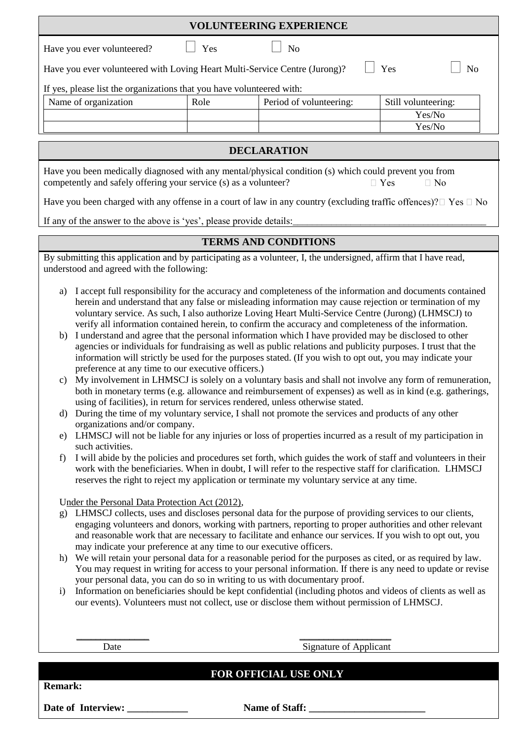## VOLUNTEERING EXPERIENCE

Have you ever volunteered? ☐ Yes ☐ No

Have you ever volunteered with Loving Heart Multi-Service Centre (Jurong)? ☐ Yes ☐ No

If yes, please list the organizations that you have volunteered with:

| Name of organization | Role | Period of volunteering: | Still volunteering: |
|---|---|---|---|
| | | | Yes/No |
| | | | Yes/No |

## DECLARATION

Have you been medically diagnosed with any mental/physical condition (s) which could prevent you from competently and safely offering your service (s) as a volunteer? ☐ Yes ☐ No

Have you been charged with any offense in a court of law in any country (excluding traffic offences)? ☐ Yes ☐ No

If any of the answer to the above is 'yes', please provide details:_______________________________________

## TERMS AND CONDITIONS

By submitting this application and by participating as a volunteer, I, the undersigned, affirm that I have read, understood and agreed with the following:

a) I accept full responsibility for the accuracy and completeness of the information and documents contained herein and understand that any false or misleading information may cause rejection or termination of my voluntary service. As such, I also authorize Loving Heart Multi-Service Centre (Jurong) (LHMSCJ) to verify all information contained herein, to confirm the accuracy and completeness of the information.

b) I understand and agree that the personal information which I have provided may be disclosed to other agencies or individuals for fundraising as well as public relations and publicity purposes. I trust that the information will strictly be used for the purposes stated. (If you wish to opt out, you may indicate your preference at any time to our executive officers.)

c) My involvement in LHMSCJ is solely on a voluntary basis and shall not involve any form of remuneration, both in monetary terms (e.g. allowance and reimbursement of expenses) as well as in kind (e.g. gatherings, using of facilities), in return for services rendered, unless otherwise stated.

d) During the time of my voluntary service, I shall not promote the services and products of any other organizations and/or company.

e) LHMSCJ will not be liable for any injuries or loss of properties incurred as a result of my participation in such activities.

f) I will abide by the policies and procedures set forth, which guides the work of staff and volunteers in their work with the beneficiaries. When in doubt, I will refer to the respective staff for clarification. LHMSCJ reserves the right to reject my application or terminate my voluntary service at any time.

Under the Personal Data Protection Act (2012),

g) LHMSCJ collects, uses and discloses personal data for the purpose of providing services to our clients, engaging volunteers and donors, working with partners, reporting to proper authorities and other relevant and reasonable work that are necessary to facilitate and enhance our services. If you wish to opt out, you may indicate your preference at any time to our executive officers.

h) We will retain your personal data for a reasonable period for the purposes as cited, or as required by law. You may request in writing for access to your personal information. If there is any need to update or revise your personal data, you can do so in writing to us with documentary proof.

i) Information on beneficiaries should be kept confidential (including photos and videos of clients as well as our events). Volunteers must not collect, use or disclose them without permission of LHMSCJ.

______________ __________________

Date Signature of Applicant

## FOR OFFICIAL USE ONLY

**Remark:**

**Date of Interview:** ____________ **Name of Staff:** _______________________